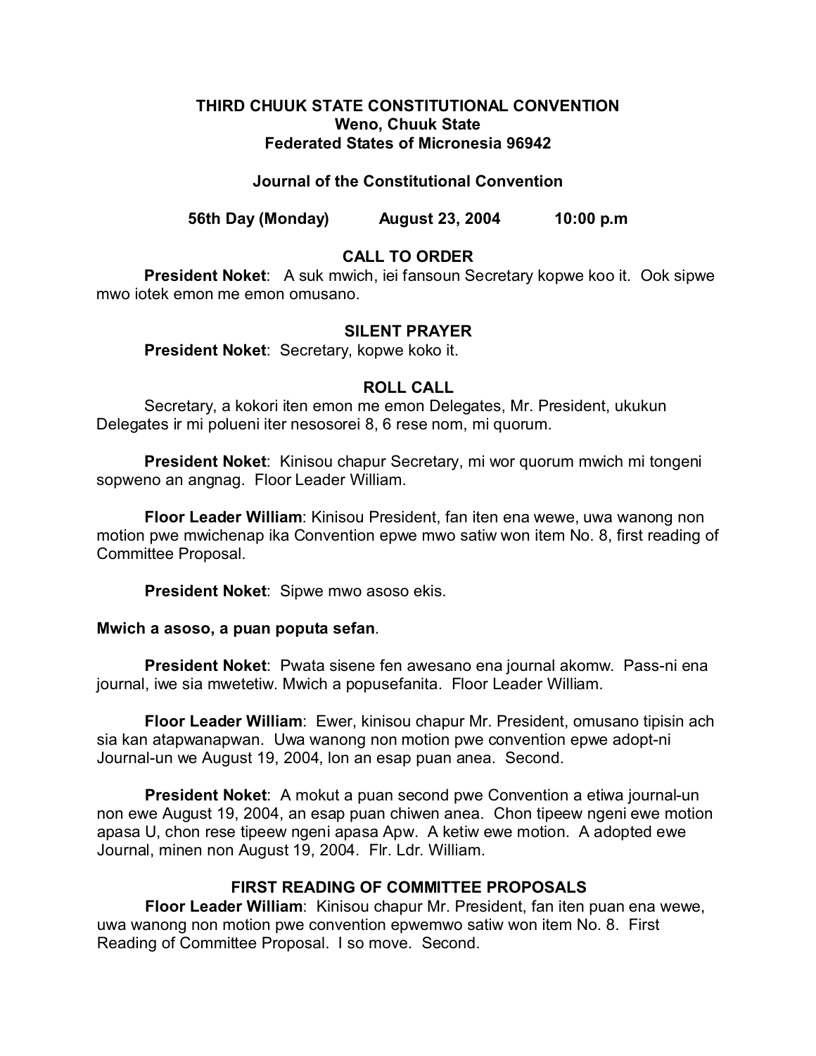**THIRD CHUUK STATE CONSTITUTIONAL CONVENTION**
**Weno, Chuuk State**
**Federated States of Micronesia 96942**

**Journal of the Constitutional Convention**

**56th Day (Monday) August 23, 2004 10:00 p.m**

## CALL TO ORDER

**President Noket**: A suk mwich, iei fansoun Secretary kopwe koo it. Ook sipwe mwo iotek emon me emon omusano.

## SILENT PRAYER

**President Noket**: Secretary, kopwe koko it.

## ROLL CALL

Secretary, a kokori iten emon me emon Delegates, Mr. President, ukukun Delegates ir mi polueni iter nesosorei 8, 6 rese nom, mi quorum.

**President Noket**: Kinisou chapur Secretary, mi wor quorum mwich mi tongeni sopweno an angnag. Floor Leader William.

**Floor Leader William**: Kinisou President, fan iten ena wewe, uwa wanong non motion pwe mwichenap ika Convention epwe mwo satiw won item No. 8, first reading of Committee Proposal.

**President Noket**: Sipwe mwo asoso ekis.

**Mwich a asoso, a puan poputa sefan**.

**President Noket**: Pwata sisene fen awesano ena journal akomw. Pass-ni ena journal, iwe sia mwetetiw. Mwich a popusefanita. Floor Leader William.

**Floor Leader William**: Ewer, kinisou chapur Mr. President, omusano tipisin ach sia kan atapwanapwan. Uwa wanong non motion pwe convention epwe adopt-ni Journal-un we August 19, 2004, lon an esap puan anea. Second.

**President Noket**: A mokut a puan second pwe Convention a etiwa journal-un non ewe August 19, 2004, an esap puan chiwen anea. Chon tipeew ngeni ewe motion apasa U, chon rese tipeew ngeni apasa Apw. A ketiw ewe motion. A adopted ewe Journal, minen non August 19, 2004. Flr. Ldr. William.

## FIRST READING OF COMMITTEE PROPOSALS

**Floor Leader William**: Kinisou chapur Mr. President, fan iten puan ena wewe, uwa wanong non motion pwe convention epwemwo satiw won item No. 8. First Reading of Committee Proposal. I so move. Second.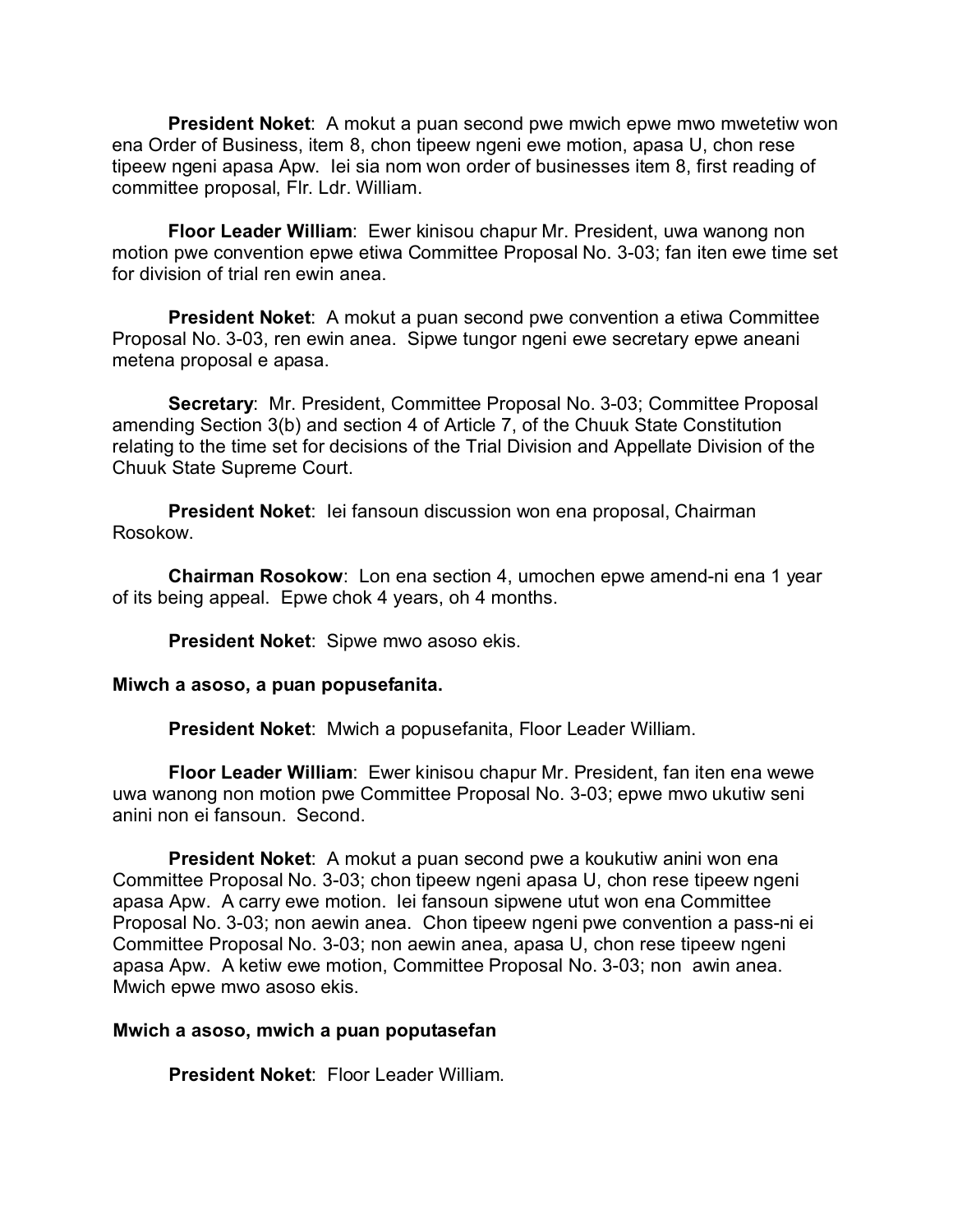**President Noket**: A mokut a puan second pwe mwich epwe mwo mwetetiw won ena Order of Business, item 8, chon tipeew ngeni ewe motion, apasa U, chon rese tipeew ngeni apasa Apw. Iei sia nom won order of businesses item 8, first reading of committee proposal, Flr. Ldr. William.

**Floor Leader William**: Ewer kinisou chapur Mr. President, uwa wanong non motion pwe convention epwe etiwa Committee Proposal No. 3-03; fan iten ewe time set for division of trial ren ewin anea.

**President Noket**: A mokut a puan second pwe convention a etiwa Committee Proposal No. 3-03, ren ewin anea. Sipwe tungor ngeni ewe secretary epwe aneani metena proposal e apasa.

**Secretary**: Mr. President, Committee Proposal No. 3-03; Committee Proposal amending Section 3(b) and section 4 of Article 7, of the Chuuk State Constitution relating to the time set for decisions of the Trial Division and Appellate Division of the Chuuk State Supreme Court.

**President Noket**: Iei fansoun discussion won ena proposal, Chairman Rosokow.

**Chairman Rosokow**: Lon ena section 4, umochen epwe amend-ni ena 1 year of its being appeal. Epwe chok 4 years, oh 4 months.

**President Noket**: Sipwe mwo asoso ekis.

**Miwch a asoso, a puan popusefanita.**

**President Noket**: Mwich a popusefanita, Floor Leader William.

**Floor Leader William**: Ewer kinisou chapur Mr. President, fan iten ena wewe uwa wanong non motion pwe Committee Proposal No. 3-03; epwe mwo ukutiw seni anini non ei fansoun. Second.

**President Noket**: A mokut a puan second pwe a koukutiw anini won ena Committee Proposal No. 3-03; chon tipeew ngeni apasa U, chon rese tipeew ngeni apasa Apw. A carry ewe motion. Iei fansoun sipwene utut won ena Committee Proposal No. 3-03; non aewin anea. Chon tipeew ngeni pwe convention a pass-ni ei Committee Proposal No. 3-03; non aewin anea, apasa U, chon rese tipeew ngeni apasa Apw. A ketiw ewe motion, Committee Proposal No. 3-03; non awin anea. Mwich epwe mwo asoso ekis.

**Mwich a asoso, mwich a puan poputasefan**

**President Noket**: Floor Leader William.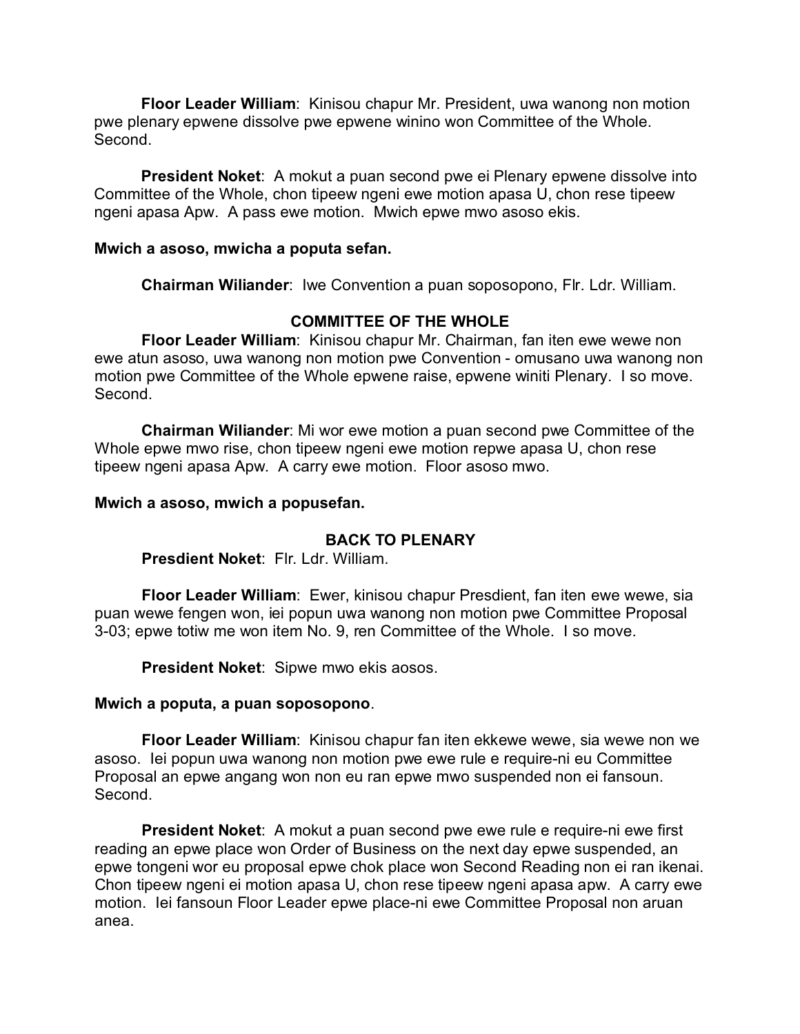**Floor Leader William**: Kinisou chapur Mr. President, uwa wanong non motion pwe plenary epwene dissolve pwe epwene winino won Committee of the Whole. Second.

**President Noket**: A mokut a puan second pwe ei Plenary epwene dissolve into Committee of the Whole, chon tipeew ngeni ewe motion apasa U, chon rese tipeew ngeni apasa Apw. A pass ewe motion. Mwich epwe mwo asoso ekis.

**Mwich a asoso, mwicha a poputa sefan.**

**Chairman Wiliander**: Iwe Convention a puan soposopono, Flr. Ldr. William.

**COMMITTEE OF THE WHOLE**

**Floor Leader William**: Kinisou chapur Mr. Chairman, fan iten ewe wewe non ewe atun asoso, uwa wanong non motion pwe Convention - omusano uwa wanong non motion pwe Committee of the Whole epwene raise, epwene winiti Plenary. I so move. Second.

**Chairman Wiliander**: Mi wor ewe motion a puan second pwe Committee of the Whole epwe mwo rise, chon tipeew ngeni ewe motion repwe apasa U, chon rese tipeew ngeni apasa Apw. A carry ewe motion. Floor asoso mwo.

**Mwich a asoso, mwich a popusefan.**

**BACK TO PLENARY**

**Presdient Noket**: Flr. Ldr. William.

**Floor Leader William**: Ewer, kinisou chapur Presdient, fan iten ewe wewe, sia puan wewe fengen won, iei popun uwa wanong non motion pwe Committee Proposal 3-03; epwe totiw me won item No. 9, ren Committee of the Whole. I so move.

**President Noket**: Sipwe mwo ekis aosos.

**Mwich a poputa, a puan soposopono**.

**Floor Leader William**: Kinisou chapur fan iten ekkewe wewe, sia wewe non we asoso. Iei popun uwa wanong non motion pwe ewe rule e require-ni eu Committee Proposal an epwe angang won non eu ran epwe mwo suspended non ei fansoun. Second.

**President Noket**: A mokut a puan second pwe ewe rule e require-ni ewe first reading an epwe place won Order of Business on the next day epwe suspended, an epwe tongeni wor eu proposal epwe chok place won Second Reading non ei ran ikenai. Chon tipeew ngeni ei motion apasa U, chon rese tipeew ngeni apasa apw. A carry ewe motion. Iei fansoun Floor Leader epwe place-ni ewe Committee Proposal non aruan anea.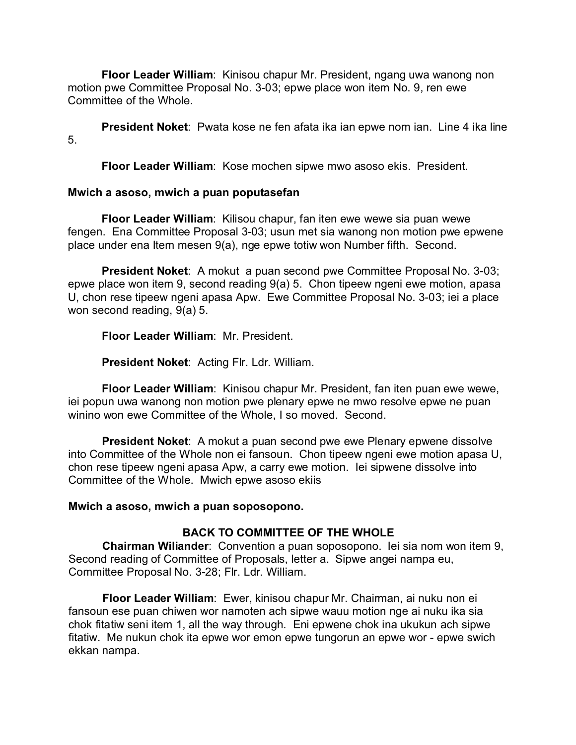**Floor Leader William**: Kinisou chapur Mr. President, ngang uwa wanong non motion pwe Committee Proposal No. 3-03; epwe place won item No. 9, ren ewe Committee of the Whole.

**President Noket**: Pwata kose ne fen afata ika ian epwe nom ian. Line 4 ika line 5.

**Floor Leader William**: Kose mochen sipwe mwo asoso ekis. President.

**Mwich a asoso, mwich a puan poputasefan**

**Floor Leader William**: Kilisou chapur, fan iten ewe wewe sia puan wewe fengen. Ena Committee Proposal 3-03; usun met sia wanong non motion pwe epwene place under ena Item mesen 9(a), nge epwe totiw won Number fifth. Second.

**President Noket**: A mokut a puan second pwe Committee Proposal No. 3-03; epwe place won item 9, second reading 9(a) 5. Chon tipeew ngeni ewe motion, apasa U, chon rese tipeew ngeni apasa Apw. Ewe Committee Proposal No. 3-03; iei a place won second reading, 9(a) 5.

**Floor Leader William**: Mr. President.

**President Noket**: Acting Flr. Ldr. William.

**Floor Leader William**: Kinisou chapur Mr. President, fan iten puan ewe wewe, iei popun uwa wanong non motion pwe plenary epwe ne mwo resolve epwe ne puan winino won ewe Committee of the Whole, I so moved. Second.

**President Noket**: A mokut a puan second pwe ewe Plenary epwene dissolve into Committee of the Whole non ei fansoun. Chon tipeew ngeni ewe motion apasa U, chon rese tipeew ngeni apasa Apw, a carry ewe motion. Iei sipwene dissolve into Committee of the Whole. Mwich epwe asoso ekiis

**Mwich a asoso, mwich a puan soposopono.**

## BACK TO COMMITTEE OF THE WHOLE

**Chairman Wiliander**: Convention a puan soposopono. Iei sia nom won item 9, Second reading of Committee of Proposals, letter a. Sipwe angei nampa eu, Committee Proposal No. 3-28; Flr. Ldr. William.

**Floor Leader William**: Ewer, kinisou chapur Mr. Chairman, ai nuku non ei fansoun ese puan chiwen wor namoten ach sipwe wauu motion nge ai nuku ika sia chok fitatiw seni item 1, all the way through. Eni epwene chok ina ukukun ach sipwe fitatiw. Me nukun chok ita epwe wor emon epwe tungorun an epwe wor - epwe swich ekkan nampa.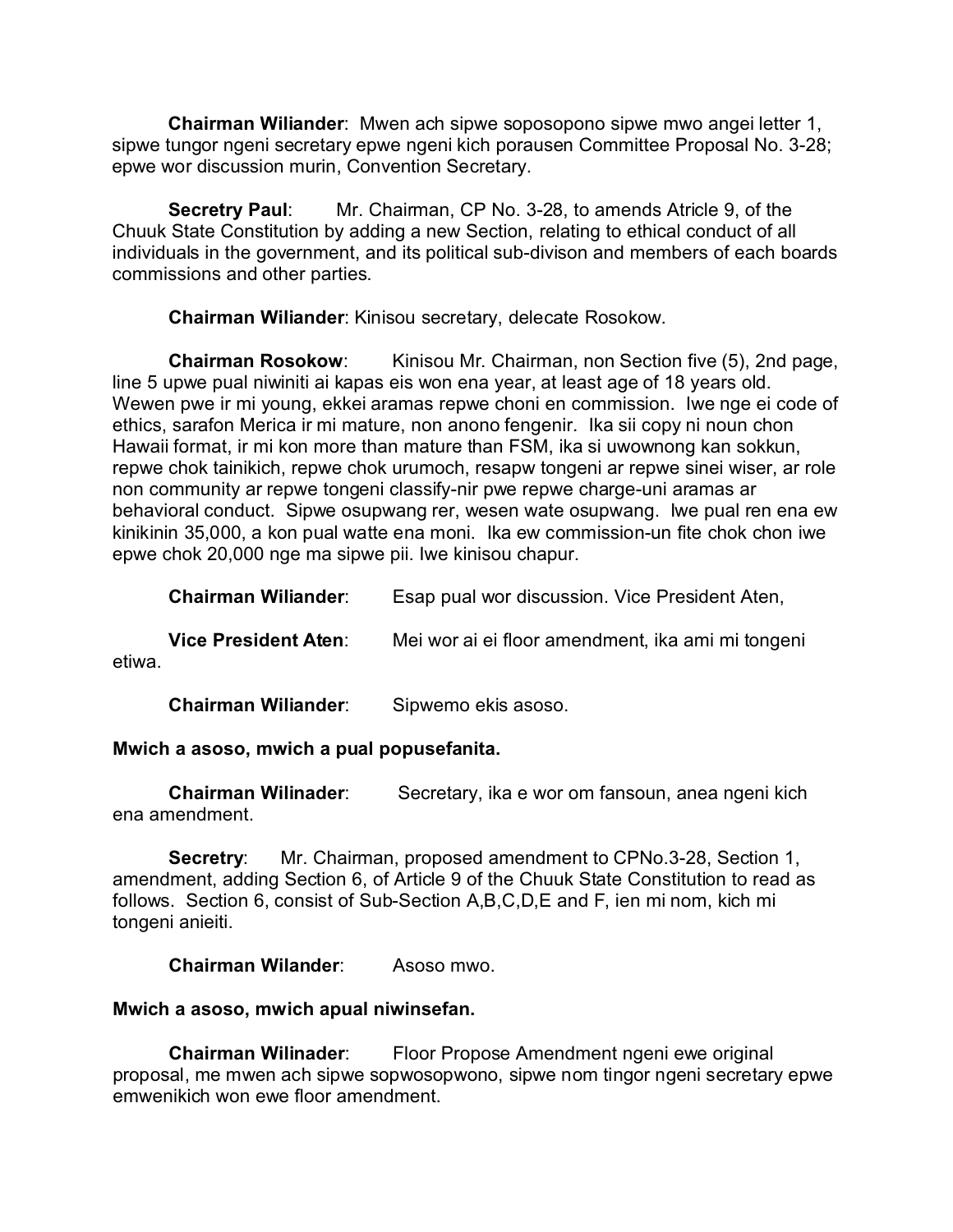**Chairman Wiliander**: Mwen ach sipwe soposopono sipwe mwo angei letter 1, sipwe tungor ngeni secretary epwe ngeni kich porausen Committee Proposal No. 3-28; epwe wor discussion murin, Convention Secretary.

**Secretry Paul**: Mr. Chairman, CP No. 3-28, to amends Atricle 9, of the Chuuk State Constitution by adding a new Section, relating to ethical conduct of all individuals in the government, and its political sub-divison and members of each boards commissions and other parties.

**Chairman Wiliander**: Kinisou secretary, delecate Rosokow.

**Chairman Rosokow**: Kinisou Mr. Chairman, non Section five (5), 2nd page, line 5 upwe pual niwiniti ai kapas eis won ena year, at least age of 18 years old. Wewen pwe ir mi young, ekkei aramas repwe choni en commission. Iwe nge ei code of ethics, sarafon Merica ir mi mature, non anono fengenir. Ika sii copy ni noun chon Hawaii format, ir mi kon more than mature than FSM, ika si uwownong kan sokkun, repwe chok tainikich, repwe chok urumoch, resapw tongeni ar repwe sinei wiser, ar role non community ar repwe tongeni classify-nir pwe repwe charge-uni aramas ar behavioral conduct. Sipwe osupwang rer, wesen wate osupwang. Iwe pual ren ena ew kinikinin 35,000, a kon pual watte ena moni. Ika ew commission-un fite chok chon iwe epwe chok 20,000 nge ma sipwe pii. Iwe kinisou chapur.

**Chairman Wiliander**: Esap pual wor discussion. Vice President Aten,

**Vice President Aten**: Mei wor ai ei floor amendment, ika ami mi tongeni etiwa.

**Chairman Wiliander**: Sipwemo ekis asoso.

**Mwich a asoso, mwich a pual popusefanita.**

**Chairman Wilinader**: Secretary, ika e wor om fansoun, anea ngeni kich ena amendment.

**Secretry**: Mr. Chairman, proposed amendment to CPNo.3-28, Section 1, amendment, adding Section 6, of Article 9 of the Chuuk State Constitution to read as follows. Section 6, consist of Sub-Section A,B,C,D,E and F, ien mi nom, kich mi tongeni anieiti.

**Chairman Wilander**: Asoso mwo.

**Mwich a asoso, mwich apual niwinsefan.**

**Chairman Wilinader**: Floor Propose Amendment ngeni ewe original proposal, me mwen ach sipwe sopwosopwono, sipwe nom tingor ngeni secretary epwe emwenikich won ewe floor amendment.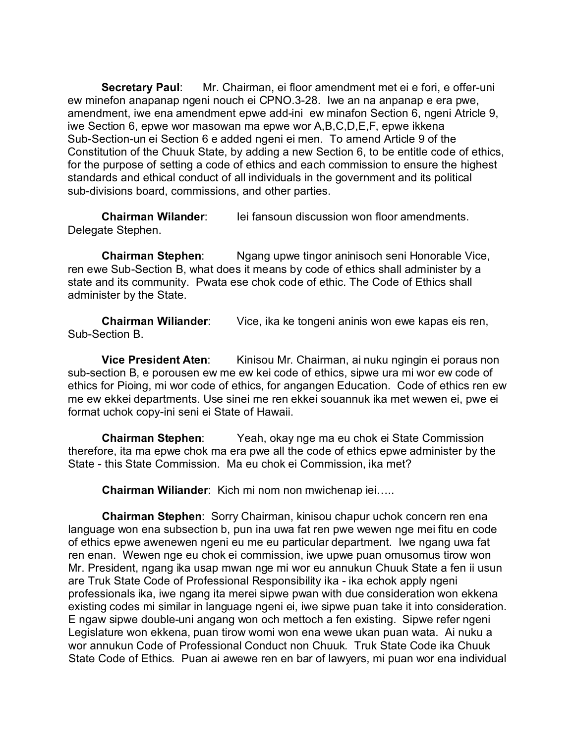**Secretary Paul**: Mr. Chairman, ei floor amendment met ei e fori, e offer-uni ew minefon anapanap ngeni nouch ei CPNO.3-28. Iwe an na anpanap e era pwe, amendment, iwe ena amendment epwe add-ini ew minafon Section 6, ngeni Atricle 9, iwe Section 6, epwe wor masowan ma epwe wor A,B,C,D,E,F, epwe ikkena Sub-Section-un ei Section 6 e added ngeni ei men. To amend Article 9 of the Constitution of the Chuuk State, by adding a new Section 6, to be entitle code of ethics, for the purpose of setting a code of ethics and each commission to ensure the highest standards and ethical conduct of all individuals in the government and its political sub-divisions board, commissions, and other parties.

**Chairman Wilander**: Iei fansoun discussion won floor amendments. Delegate Stephen.

**Chairman Stephen**: Ngang upwe tingor aninisoch seni Honorable Vice, ren ewe Sub-Section B, what does it means by code of ethics shall administer by a state and its community. Pwata ese chok code of ethic. The Code of Ethics shall administer by the State.

**Chairman Wiliander**: Vice, ika ke tongeni aninis won ewe kapas eis ren, Sub-Section B.

**Vice President Aten**: Kinisou Mr. Chairman, ai nuku ngingin ei poraus non sub-section B, e porousen ew me ew kei code of ethics, sipwe ura mi wor ew code of ethics for Pioing, mi wor code of ethics, for angangen Education. Code of ethics ren ew me ew ekkei departments. Use sinei me ren ekkei souannuk ika met wewen ei, pwe ei format uchok copy-ini seni ei State of Hawaii.

**Chairman Stephen**: Yeah, okay nge ma eu chok ei State Commission therefore, ita ma epwe chok ma era pwe all the code of ethics epwe administer by the State - this State Commission. Ma eu chok ei Commission, ika met?

**Chairman Wiliander**: Kich mi nom non mwichenap iei…..

**Chairman Stephen**: Sorry Chairman, kinisou chapur uchok concern ren ena language won ena subsection b, pun ina uwa fat ren pwe wewen nge mei fitu en code of ethics epwe awenewen ngeni eu me eu particular department. Iwe ngang uwa fat ren enan. Wewen nge eu chok ei commission, iwe upwe puan omusomus tirow won Mr. President, ngang ika usap mwan nge mi wor eu annukun Chuuk State a fen ii usun are Truk State Code of Professional Responsibility ika - ika echok apply ngeni professionals ika, iwe ngang ita merei sipwe pwan with due consideration won ekkena existing codes mi similar in language ngeni ei, iwe sipwe puan take it into consideration. E ngaw sipwe double-uni angang won och mettoch a fen existing. Sipwe refer ngeni Legislature won ekkena, puan tirow womi won ena wewe ukan puan wata. Ai nuku a wor annukun Code of Professional Conduct non Chuuk. Truk State Code ika Chuuk State Code of Ethics. Puan ai awewe ren en bar of lawyers, mi puan wor ena individual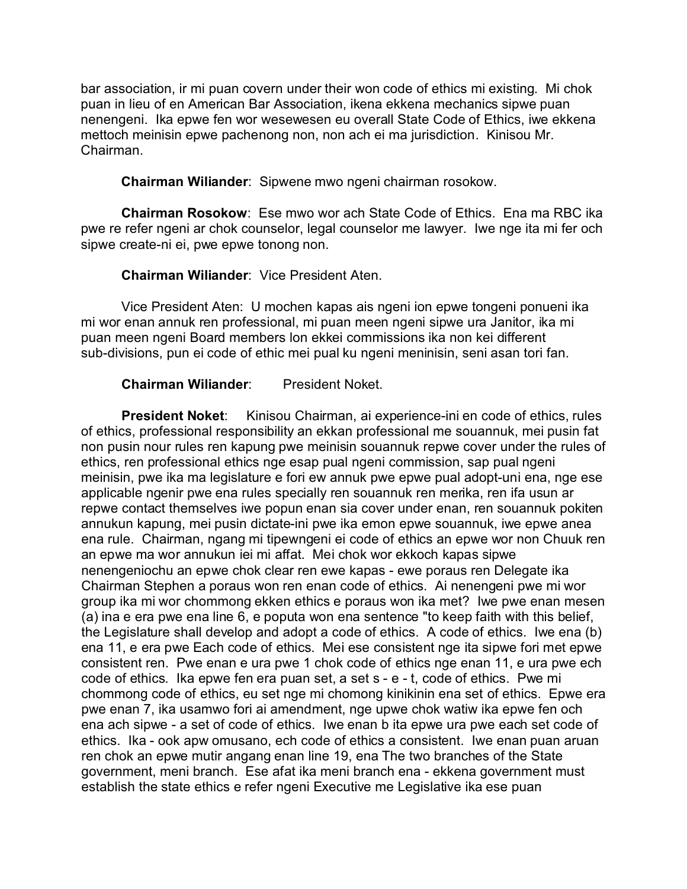bar association, ir mi puan covern under their won code of ethics mi existing. Mi chok puan in lieu of en American Bar Association, ikena ekkena mechanics sipwe puan nenengeni. Ika epwe fen wor wesewesen eu overall State Code of Ethics, iwe ekkena mettoch meinisin epwe pachenong non, non ach ei ma jurisdiction. Kinisou Mr. Chairman.

**Chairman Wiliander**: Sipwene mwo ngeni chairman rosokow.

**Chairman Rosokow**: Ese mwo wor ach State Code of Ethics. Ena ma RBC ika pwe re refer ngeni ar chok counselor, legal counselor me lawyer. Iwe nge ita mi fer och sipwe create-ni ei, pwe epwe tonong non.

**Chairman Wiliander**: Vice President Aten.

Vice President Aten: U mochen kapas ais ngeni ion epwe tongeni ponueni ika mi wor enan annuk ren professional, mi puan meen ngeni sipwe ura Janitor, ika mi puan meen ngeni Board members lon ekkei commissions ika non kei different sub-divisions, pun ei code of ethic mei pual ku ngeni meninisin, seni asan tori fan.

**Chairman Wiliander**: President Noket.

**President Noket**: Kinisou Chairman, ai experience-ini en code of ethics, rules of ethics, professional responsibility an ekkan professional me souannuk, mei pusin fat non pusin nour rules ren kapung pwe meinisin souannuk repwe cover under the rules of ethics, ren professional ethics nge esap pual ngeni commission, sap pual ngeni meinisin, pwe ika ma legislature e fori ew annuk pwe epwe pual adopt-uni ena, nge ese applicable ngenir pwe ena rules specially ren souannuk ren merika, ren ifa usun ar repwe contact themselves iwe popun enan sia cover under enan, ren souannuk pokiten annukun kapung, mei pusin dictate-ini pwe ika emon epwe souannuk, iwe epwe anea ena rule. Chairman, ngang mi tipewngeni ei code of ethics an epwe wor non Chuuk ren an epwe ma wor annukun iei mi affat. Mei chok wor ekkoch kapas sipwe nenengeniochu an epwe chok clear ren ewe kapas - ewe poraus ren Delegate ika Chairman Stephen a poraus won ren enan code of ethics. Ai nenengeni pwe mi wor group ika mi wor chommong ekken ethics e poraus won ika met? Iwe pwe enan mesen (a) ina e era pwe ena line 6, e poputa won ena sentence "to keep faith with this belief, the Legislature shall develop and adopt a code of ethics. A code of ethics. Iwe ena (b) ena 11, e era pwe Each code of ethics. Mei ese consistent nge ita sipwe fori met epwe consistent ren. Pwe enan e ura pwe 1 chok code of ethics nge enan 11, e ura pwe ech code of ethics. Ika epwe fen era puan set, a set s - e - t, code of ethics. Pwe mi chommong code of ethics, eu set nge mi chomong kinikinin ena set of ethics. Epwe era pwe enan 7, ika usamwo fori ai amendment, nge upwe chok watiw ika epwe fen och ena ach sipwe - a set of code of ethics. Iwe enan b ita epwe ura pwe each set code of ethics. Ika - ook apw omusano, ech code of ethics a consistent. Iwe enan puan aruan ren chok an epwe mutir angang enan line 19, ena The two branches of the State government, meni branch. Ese afat ika meni branch ena - ekkena government must establish the state ethics e refer ngeni Executive me Legislative ika ese puan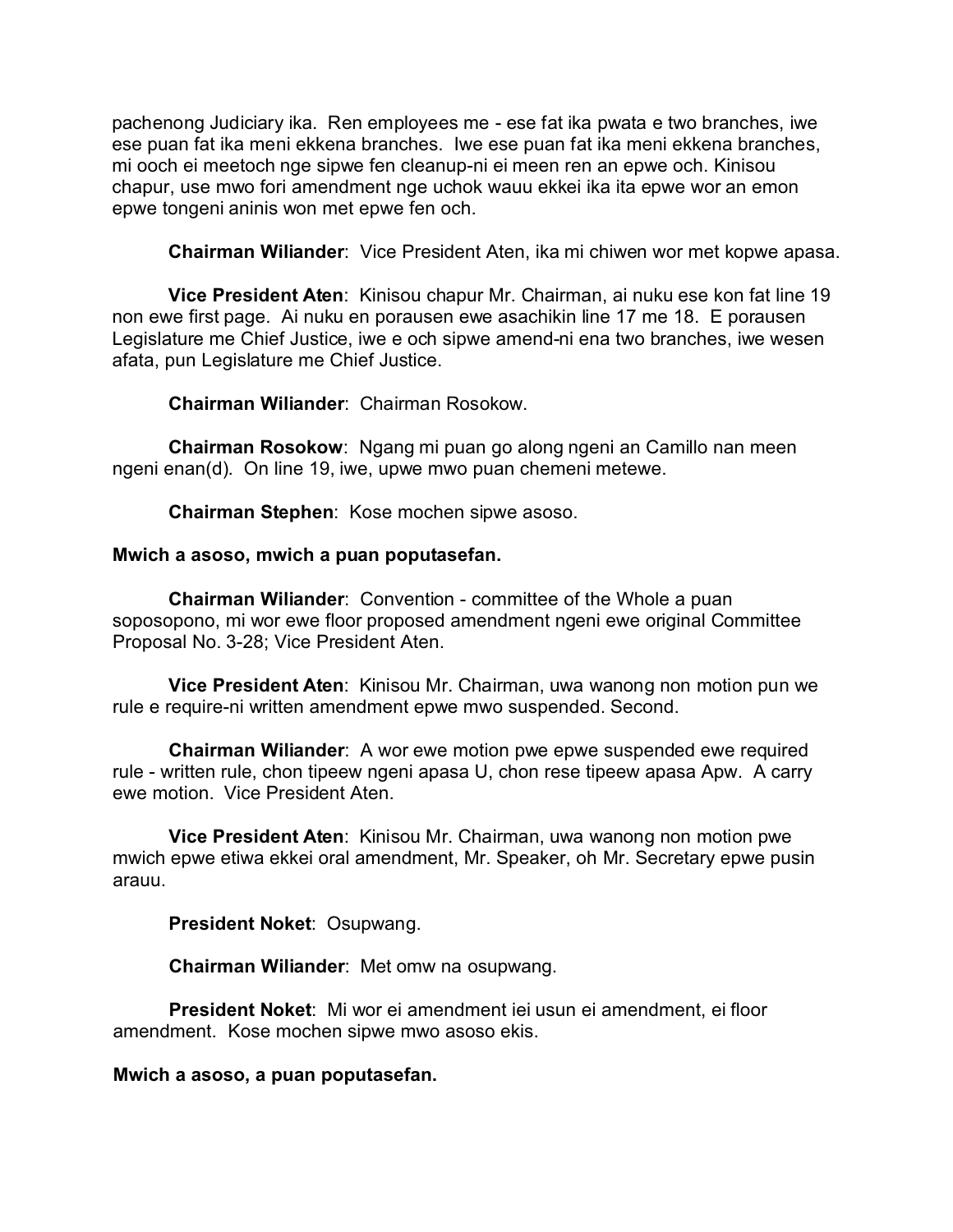pachenong Judiciary ika. Ren employees me - ese fat ika pwata e two branches, iwe ese puan fat ika meni ekkena branches. Iwe ese puan fat ika meni ekkena branches, mi ooch ei meetoch nge sipwe fen cleanup-ni ei meen ren an epwe och. Kinisou chapur, use mwo fori amendment nge uchok wauu ekkei ika ita epwe wor an emon epwe tongeni aninis won met epwe fen och.

**Chairman Wiliander**: Vice President Aten, ika mi chiwen wor met kopwe apasa.

**Vice President Aten**: Kinisou chapur Mr. Chairman, ai nuku ese kon fat line 19 non ewe first page. Ai nuku en porausen ewe asachikin line 17 me 18. E porausen Legislature me Chief Justice, iwe e och sipwe amend-ni ena two branches, iwe wesen afata, pun Legislature me Chief Justice.

**Chairman Wiliander**: Chairman Rosokow.

**Chairman Rosokow**: Ngang mi puan go along ngeni an Camillo nan meen ngeni enan(d). On line 19, iwe, upwe mwo puan chemeni metewe.

**Chairman Stephen**: Kose mochen sipwe asoso.

**Mwich a asoso, mwich a puan poputasefan.**

**Chairman Wiliander**: Convention - committee of the Whole a puan soposopono, mi wor ewe floor proposed amendment ngeni ewe original Committee Proposal No. 3-28; Vice President Aten.

**Vice President Aten**: Kinisou Mr. Chairman, uwa wanong non motion pun we rule e require-ni written amendment epwe mwo suspended. Second.

**Chairman Wiliander**: A wor ewe motion pwe epwe suspended ewe required rule - written rule, chon tipeew ngeni apasa U, chon rese tipeew apasa Apw. A carry ewe motion. Vice President Aten.

**Vice President Aten**: Kinisou Mr. Chairman, uwa wanong non motion pwe mwich epwe etiwa ekkei oral amendment, Mr. Speaker, oh Mr. Secretary epwe pusin arauu.

**President Noket**: Osupwang.

**Chairman Wiliander**: Met omw na osupwang.

**President Noket**: Mi wor ei amendment iei usun ei amendment, ei floor amendment. Kose mochen sipwe mwo asoso ekis.

**Mwich a asoso, a puan poputasefan.**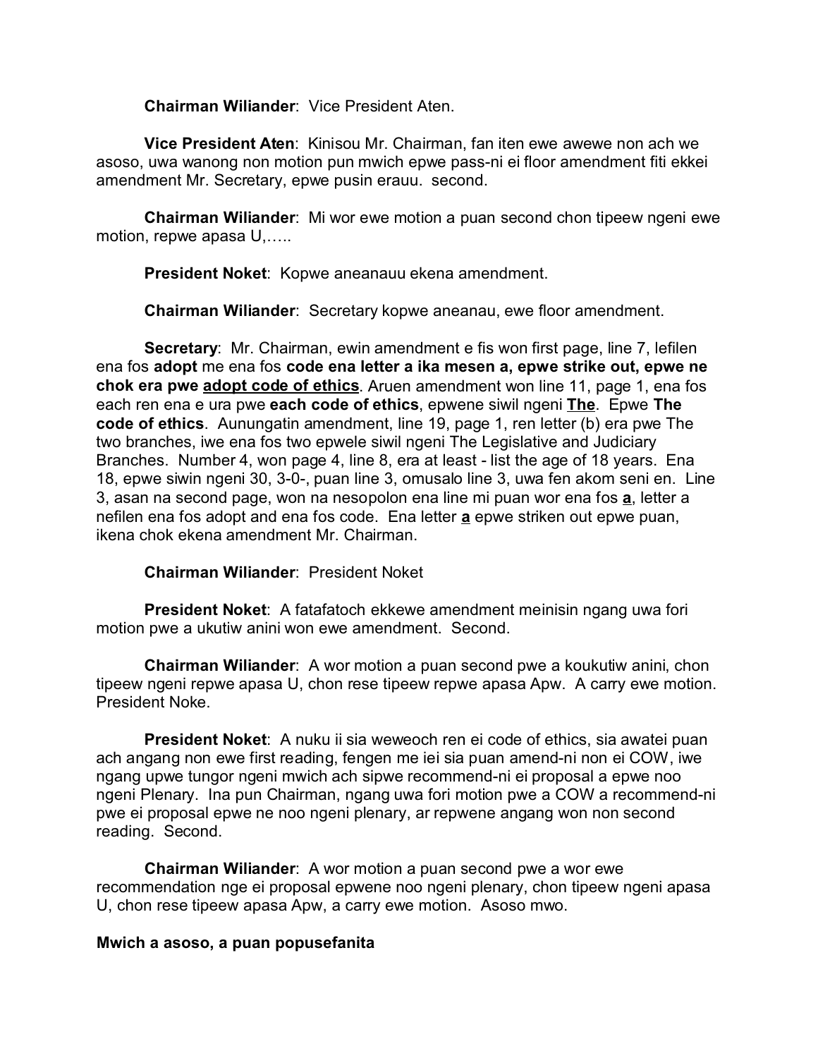**Chairman Wiliander**: Vice President Aten.

**Vice President Aten**: Kinisou Mr. Chairman, fan iten ewe awewe non ach we asoso, uwa wanong non motion pun mwich epwe pass-ni ei floor amendment fiti ekkei amendment Mr. Secretary, epwe pusin erauu. second.

**Chairman Wiliander**: Mi wor ewe motion a puan second chon tipeew ngeni ewe motion, repwe apasa U,…..

**President Noket**: Kopwe aneanauu ekena amendment.

**Chairman Wiliander**: Secretary kopwe aneanau, ewe floor amendment.

**Secretary**: Mr. Chairman, ewin amendment e fis won first page, line 7, lefilen ena fos **adopt** me ena fos **code ena letter a ika mesen a, epwe strike out, epwe ne chok era pwe <u>adopt code of ethics</u>**. Aruen amendment won line 11, page 1, ena fos each ren ena e ura pwe **each code of ethics**, epwene siwil ngeni **<u>The</u>**. Epwe **The code of ethics**. Aunungatin amendment, line 19, page 1, ren letter (b) era pwe The two branches, iwe ena fos two epwele siwil ngeni The Legislative and Judiciary Branches. Number 4, won page 4, line 8, era at least - list the age of 18 years. Ena 18, epwe siwin ngeni 30, 3-0-, puan line 3, omusalo line 3, uwa fen akom seni en. Line 3, asan na second page, won na nesopolon ena line mi puan wor ena fos **<u>a</u>**, letter a nefilen ena fos adopt and ena fos code. Ena letter **<u>a</u>** epwe striken out epwe puan, ikena chok ekena amendment Mr. Chairman.

**Chairman Wiliander**: President Noket

**President Noket**: A fatafatoch ekkewe amendment meinisin ngang uwa fori motion pwe a ukutiw anini won ewe amendment. Second.

**Chairman Wiliander**: A wor motion a puan second pwe a koukutiw anini, chon tipeew ngeni repwe apasa U, chon rese tipeew repwe apasa Apw. A carry ewe motion. President Noke.

**President Noket**: A nuku ii sia weweoch ren ei code of ethics, sia awatei puan ach angang non ewe first reading, fengen me iei sia puan amend-ni non ei COW, iwe ngang upwe tungor ngeni mwich ach sipwe recommend-ni ei proposal a epwe noo ngeni Plenary. Ina pun Chairman, ngang uwa fori motion pwe a COW a recommend-ni pwe ei proposal epwe ne noo ngeni plenary, ar repwene angang won non second reading. Second.

**Chairman Wiliander**: A wor motion a puan second pwe a wor ewe recommendation nge ei proposal epwene noo ngeni plenary, chon tipeew ngeni apasa U, chon rese tipeew apasa Apw, a carry ewe motion. Asoso mwo.

**Mwich a asoso, a puan popusefanita**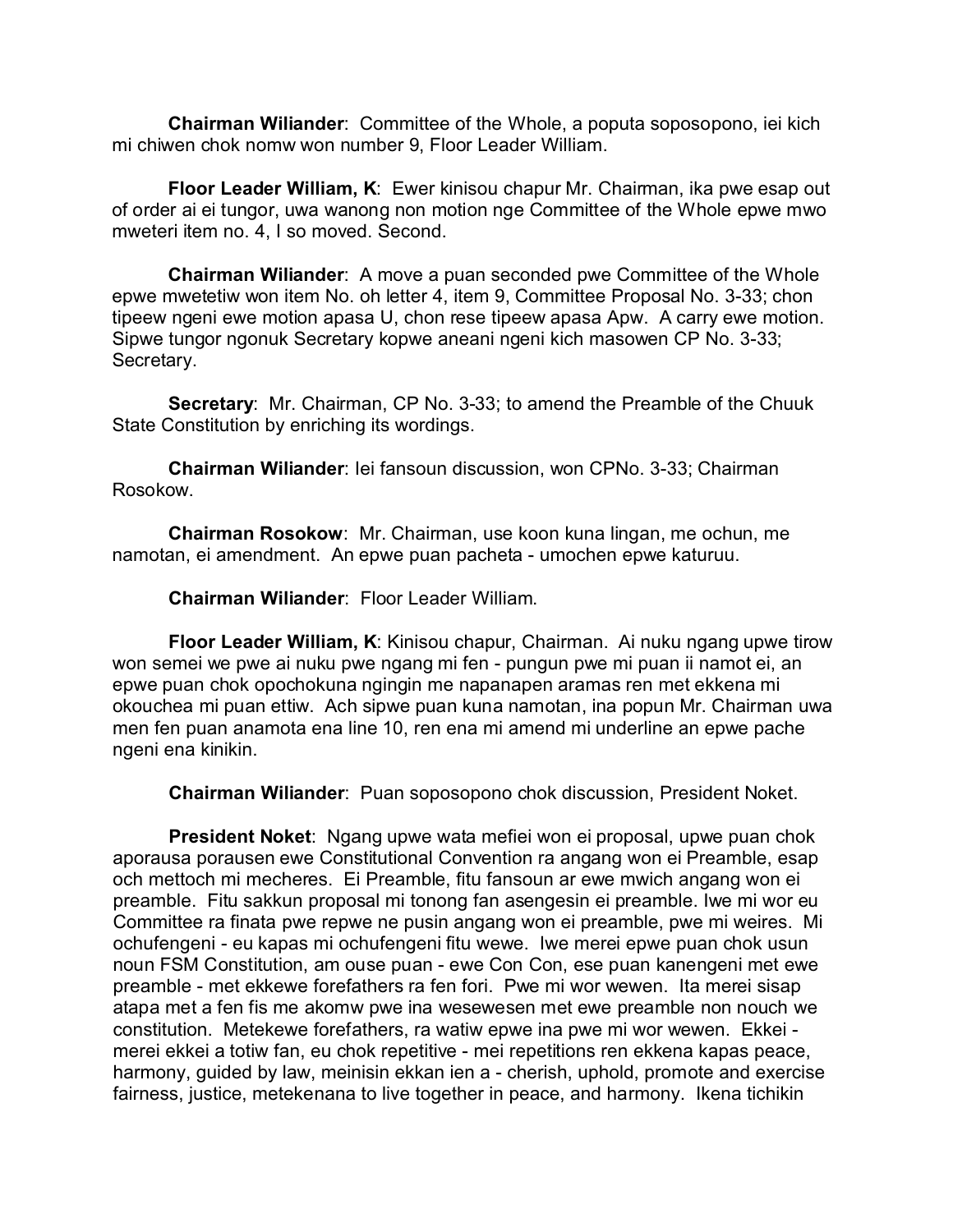**Chairman Wiliander**: Committee of the Whole, a poputa soposopono, iei kich mi chiwen chok nomw won number 9, Floor Leader William.

**Floor Leader William, K**: Ewer kinisou chapur Mr. Chairman, ika pwe esap out of order ai ei tungor, uwa wanong non motion nge Committee of the Whole epwe mwo mweteri item no. 4, I so moved. Second.

**Chairman Wiliander**: A move a puan seconded pwe Committee of the Whole epwe mwetetiw won item No. oh letter 4, item 9, Committee Proposal No. 3-33; chon tipeew ngeni ewe motion apasa U, chon rese tipeew apasa Apw. A carry ewe motion. Sipwe tungor ngonuk Secretary kopwe aneani ngeni kich masowen CP No. 3-33; Secretary.

**Secretary**: Mr. Chairman, CP No. 3-33; to amend the Preamble of the Chuuk State Constitution by enriching its wordings.

**Chairman Wiliander**: Iei fansoun discussion, won CPNo. 3-33; Chairman Rosokow.

**Chairman Rosokow**: Mr. Chairman, use koon kuna lingan, me ochun, me namotan, ei amendment. An epwe puan pacheta - umochen epwe katuruu.

**Chairman Wiliander**: Floor Leader William.

**Floor Leader William, K**: Kinisou chapur, Chairman. Ai nuku ngang upwe tirow won semei we pwe ai nuku pwe ngang mi fen - pungun pwe mi puan ii namot ei, an epwe puan chok opochokuna ngingin me napanapen aramas ren met ekkena mi okouchea mi puan ettiw. Ach sipwe puan kuna namotan, ina popun Mr. Chairman uwa men fen puan anamota ena line 10, ren ena mi amend mi underline an epwe pache ngeni ena kinikin.

**Chairman Wiliander**: Puan soposopono chok discussion, President Noket.

**President Noket**: Ngang upwe wata mefiei won ei proposal, upwe puan chok aporausa porausen ewe Constitutional Convention ra angang won ei Preamble, esap och mettoch mi mecheres. Ei Preamble, fitu fansoun ar ewe mwich angang won ei preamble. Fitu sakkun proposal mi tonong fan asengesin ei preamble. Iwe mi wor eu Committee ra finata pwe repwe ne pusin angang won ei preamble, pwe mi weires. Mi ochufengeni - eu kapas mi ochufengeni fitu wewe. Iwe merei epwe puan chok usun noun FSM Constitution, am ouse puan - ewe Con Con, ese puan kanengeni met ewe preamble - met ekkewe forefathers ra fen fori. Pwe mi wor wewen. Ita merei sisap atapa met a fen fis me akomw pwe ina wesewesen met ewe preamble non nouch we constitution. Metekewe forefathers, ra watiw epwe ina pwe mi wor wewen. Ekkei - merei ekkei a totiw fan, eu chok repetitive - mei repetitions ren ekkena kapas peace, harmony, guided by law, meinisin ekkan ien a - cherish, uphold, promote and exercise fairness, justice, metekenana to live together in peace, and harmony. Ikena tichikin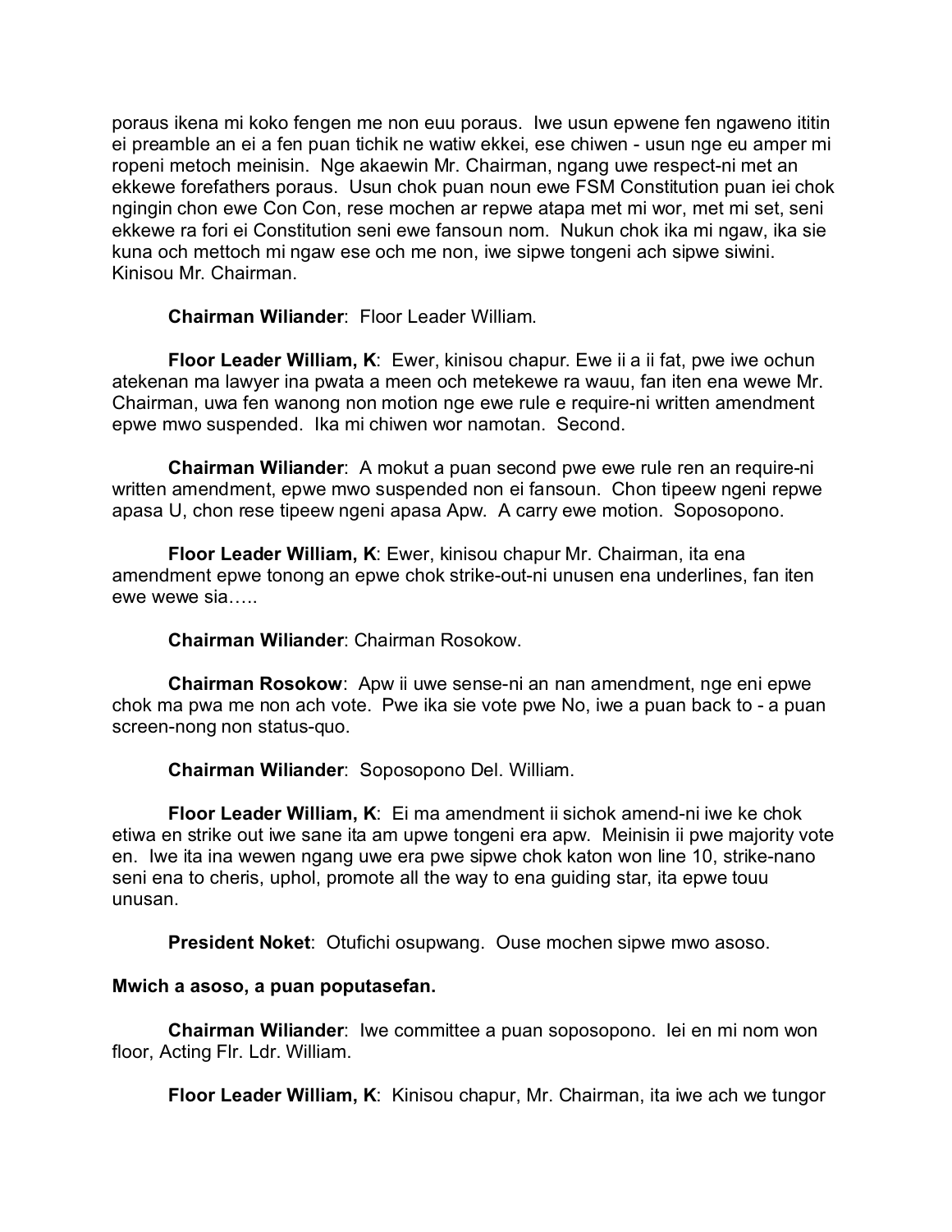poraus ikena mi koko fengen me non euu poraus. Iwe usun epwene fen ngaweno ititin ei preamble an ei a fen puan tichik ne watiw ekkei, ese chiwen - usun nge eu amper mi ropeni metoch meinisin. Nge akaewin Mr. Chairman, ngang uwe respect-ni met an ekkewe forefathers poraus. Usun chok puan noun ewe FSM Constitution puan iei chok ngingin chon ewe Con Con, rese mochen ar repwe atapa met mi wor, met mi set, seni ekkewe ra fori ei Constitution seni ewe fansoun nom. Nukun chok ika mi ngaw, ika sie kuna och mettoch mi ngaw ese och me non, iwe sipwe tongeni ach sipwe siwini. Kinisou Mr. Chairman.

**Chairman Wiliander**: Floor Leader William.

**Floor Leader William, K**: Ewer, kinisou chapur. Ewe ii a ii fat, pwe iwe ochun atekenan ma lawyer ina pwata a meen och metekewe ra wauu, fan iten ena wewe Mr. Chairman, uwa fen wanong non motion nge ewe rule e require-ni written amendment epwe mwo suspended. Ika mi chiwen wor namotan. Second.

**Chairman Wiliander**: A mokut a puan second pwe ewe rule ren an require-ni written amendment, epwe mwo suspended non ei fansoun. Chon tipeew ngeni repwe apasa U, chon rese tipeew ngeni apasa Apw. A carry ewe motion. Soposopono.

**Floor Leader William, K**: Ewer, kinisou chapur Mr. Chairman, ita ena amendment epwe tonong an epwe chok strike-out-ni unusen ena underlines, fan iten ewe wewe sia…..

**Chairman Wiliander**: Chairman Rosokow.

**Chairman Rosokow**: Apw ii uwe sense-ni an nan amendment, nge eni epwe chok ma pwa me non ach vote. Pwe ika sie vote pwe No, iwe a puan back to - a puan screen-nong non status-quo.

**Chairman Wiliander**: Soposopono Del. William.

**Floor Leader William, K**: Ei ma amendment ii sichok amend-ni iwe ke chok etiwa en strike out iwe sane ita am upwe tongeni era apw. Meinisin ii pwe majority vote en. Iwe ita ina wewen ngang uwe era pwe sipwe chok katon won line 10, strike-nano seni ena to cheris, uphol, promote all the way to ena guiding star, ita epwe touu unusan.

**President Noket**: Otufichi osupwang. Ouse mochen sipwe mwo asoso.

**Mwich a asoso, a puan poputasefan.**

**Chairman Wiliander**: Iwe committee a puan soposopono. Iei en mi nom won floor, Acting Flr. Ldr. William.

**Floor Leader William, K**: Kinisou chapur, Mr. Chairman, ita iwe ach we tungor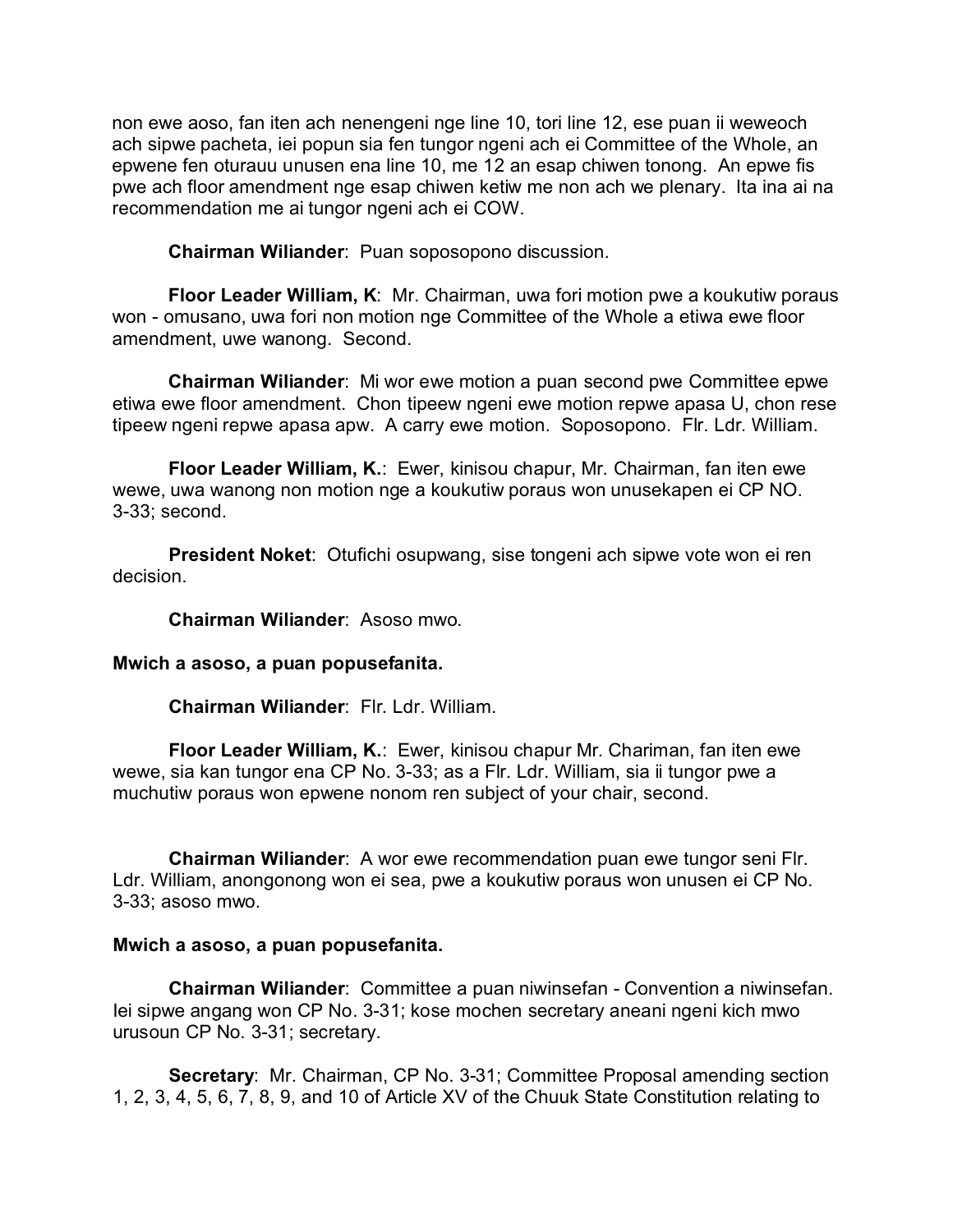non ewe aoso, fan iten ach nenengeni nge line 10, tori line 12, ese puan ii weweoch ach sipwe pacheta, iei popun sia fen tungor ngeni ach ei Committee of the Whole, an epwene fen oturauu unusen ena line 10, me 12 an esap chiwen tonong. An epwe fis pwe ach floor amendment nge esap chiwen ketiw me non ach we plenary. Ita ina ai na recommendation me ai tungor ngeni ach ei COW.

**Chairman Wiliander**: Puan soposopono discussion.

**Floor Leader William, K**: Mr. Chairman, uwa fori motion pwe a koukutiw poraus won - omusano, uwa fori non motion nge Committee of the Whole a etiwa ewe floor amendment, uwe wanong. Second.

**Chairman Wiliander**: Mi wor ewe motion a puan second pwe Committee epwe etiwa ewe floor amendment. Chon tipeew ngeni ewe motion repwe apasa U, chon rese tipeew ngeni repwe apasa apw. A carry ewe motion. Soposopono. Flr. Ldr. William.

**Floor Leader William, K.**: Ewer, kinisou chapur, Mr. Chairman, fan iten ewe wewe, uwa wanong non motion nge a koukutiw poraus won unusekapen ei CP NO. 3-33; second.

**President Noket**: Otufichi osupwang, sise tongeni ach sipwe vote won ei ren decision.

**Chairman Wiliander**: Asoso mwo.

**Mwich a asoso, a puan popusefanita.**

**Chairman Wiliander**: Flr. Ldr. William.

**Floor Leader William, K.**: Ewer, kinisou chapur Mr. Chariman, fan iten ewe wewe, sia kan tungor ena CP No. 3-33; as a Flr. Ldr. William, sia ii tungor pwe a muchutiw poraus won epwene nonom ren subject of your chair, second.

**Chairman Wiliander**: A wor ewe recommendation puan ewe tungor seni Flr. Ldr. William, anongonong won ei sea, pwe a koukutiw poraus won unusen ei CP No. 3-33; asoso mwo.

**Mwich a asoso, a puan popusefanita.**

**Chairman Wiliander**: Committee a puan niwinsefan - Convention a niwinsefan. Iei sipwe angang won CP No. 3-31; kose mochen secretary aneani ngeni kich mwo urusoun CP No. 3-31; secretary.

**Secretary**: Mr. Chairman, CP No. 3-31; Committee Proposal amending section 1, 2, 3, 4, 5, 6, 7, 8, 9, and 10 of Article XV of the Chuuk State Constitution relating to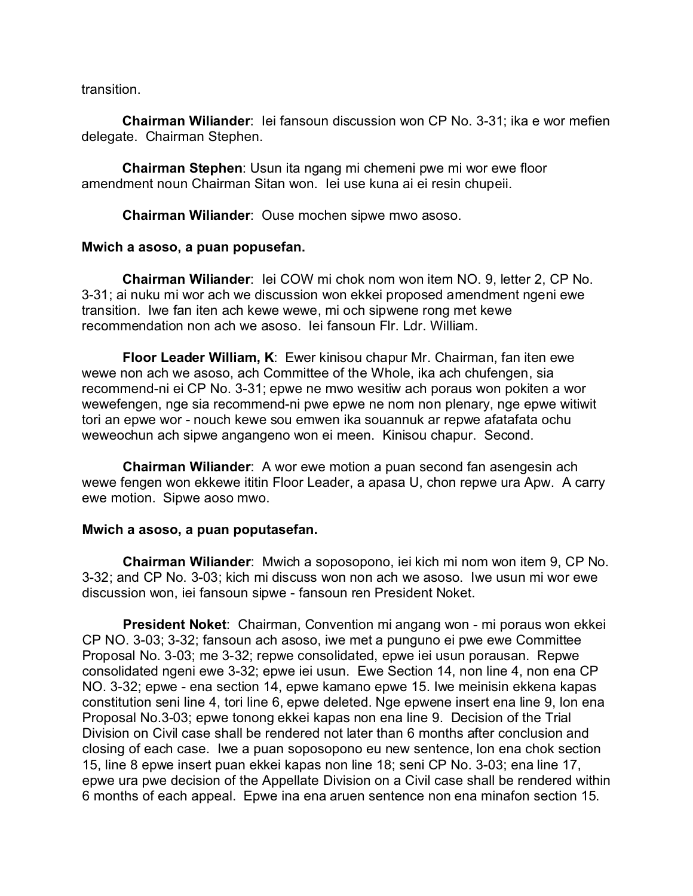transition.

**Chairman Wiliander**: Iei fansoun discussion won CP No. 3-31; ika e wor mefien delegate. Chairman Stephen.

**Chairman Stephen**: Usun ita ngang mi chemeni pwe mi wor ewe floor amendment noun Chairman Sitan won. Iei use kuna ai ei resin chupeii.

**Chairman Wiliander**: Ouse mochen sipwe mwo asoso.

**Mwich a asoso, a puan popusefan.**

**Chairman Wiliander**: Iei COW mi chok nom won item NO. 9, letter 2, CP No. 3-31; ai nuku mi wor ach we discussion won ekkei proposed amendment ngeni ewe transition. Iwe fan iten ach kewe wewe, mi och sipwene rong met kewe recommendation non ach we asoso. Iei fansoun Flr. Ldr. William.

**Floor Leader William, K**: Ewer kinisou chapur Mr. Chairman, fan iten ewe wewe non ach we asoso, ach Committee of the Whole, ika ach chufengen, sia recommend-ni ei CP No. 3-31; epwe ne mwo wesitiw ach poraus won pokiten a wor wewefengen, nge sia recommend-ni pwe epwe ne nom non plenary, nge epwe witiwit tori an epwe wor - nouch kewe sou emwen ika souannuk ar repwe afatafata ochu weweochun ach sipwe angangeno won ei meen. Kinisou chapur. Second.

**Chairman Wiliander**: A wor ewe motion a puan second fan asengesin ach wewe fengen won ekkewe ititin Floor Leader, a apasa U, chon repwe ura Apw. A carry ewe motion. Sipwe aoso mwo.

**Mwich a asoso, a puan poputasefan.**

**Chairman Wiliander**: Mwich a soposopono, iei kich mi nom won item 9, CP No. 3-32; and CP No. 3-03; kich mi discuss won non ach we asoso. Iwe usun mi wor ewe discussion won, iei fansoun sipwe - fansoun ren President Noket.

**President Noket**: Chairman, Convention mi angang won - mi poraus won ekkei CP NO. 3-03; 3-32; fansoun ach asoso, iwe met a punguno ei pwe ewe Committee Proposal No. 3-03; me 3-32; repwe consolidated, epwe iei usun porausan. Repwe consolidated ngeni ewe 3-32; epwe iei usun. Ewe Section 14, non line 4, non ena CP NO. 3-32; epwe - ena section 14, epwe kamano epwe 15. Iwe meinisin ekkena kapas constitution seni line 4, tori line 6, epwe deleted. Nge epwene insert ena line 9, lon ena Proposal No.3-03; epwe tonong ekkei kapas non ena line 9. Decision of the Trial Division on Civil case shall be rendered not later than 6 months after conclusion and closing of each case. Iwe a puan soposopono eu new sentence, lon ena chok section 15, line 8 epwe insert puan ekkei kapas non line 18; seni CP No. 3-03; ena line 17, epwe ura pwe decision of the Appellate Division on a Civil case shall be rendered within 6 months of each appeal. Epwe ina ena aruen sentence non ena minafon section 15.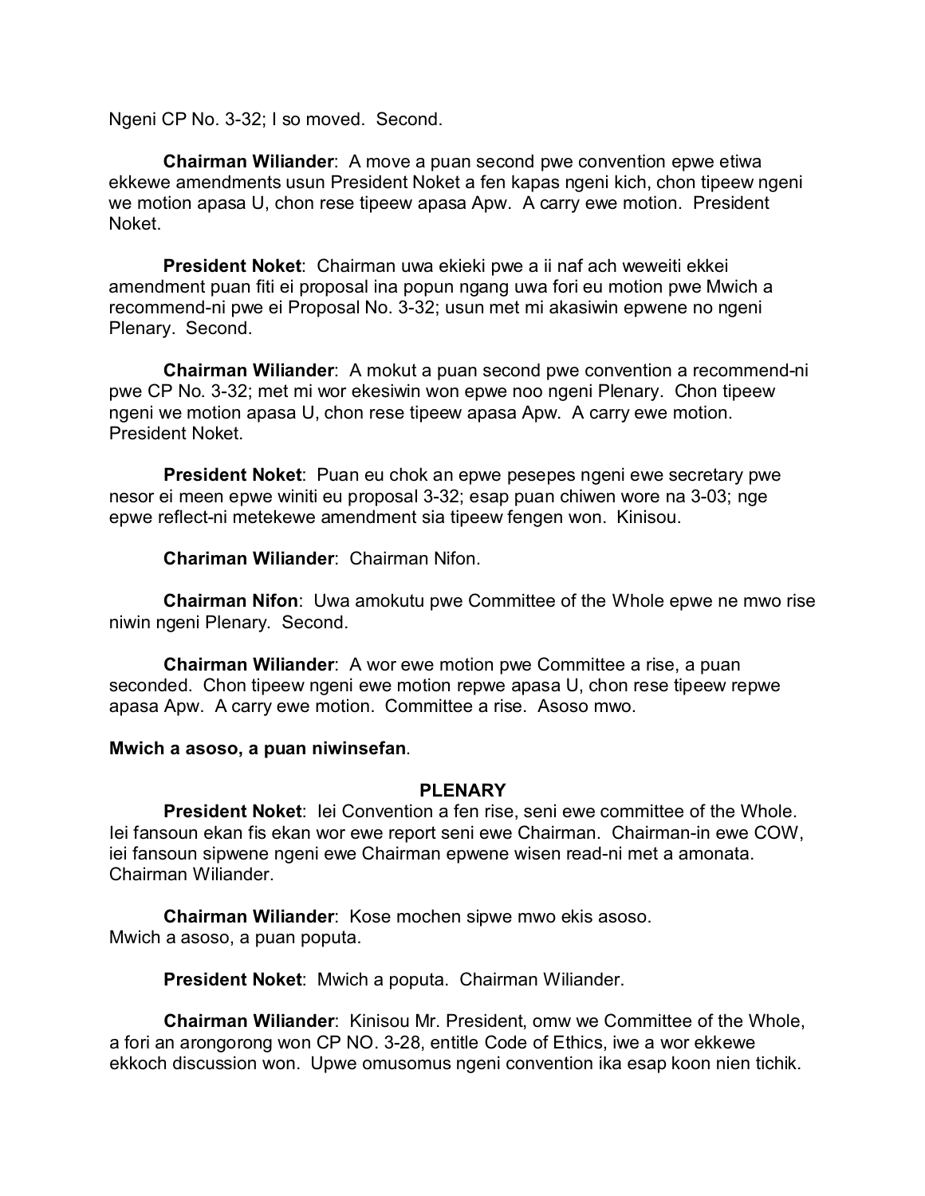Ngeni CP No. 3-32; I so moved. Second.

**Chairman Wiliander**: A move a puan second pwe convention epwe etiwa ekkewe amendments usun President Noket a fen kapas ngeni kich, chon tipeew ngeni we motion apasa U, chon rese tipeew apasa Apw. A carry ewe motion. President Noket.

**President Noket**: Chairman uwa ekieki pwe a ii naf ach weweiti ekkei amendment puan fiti ei proposal ina popun ngang uwa fori eu motion pwe Mwich a recommend-ni pwe ei Proposal No. 3-32; usun met mi akasiwin epwene no ngeni Plenary. Second.

**Chairman Wiliander**: A mokut a puan second pwe convention a recommend-ni pwe CP No. 3-32; met mi wor ekesiwin won epwe noo ngeni Plenary. Chon tipeew ngeni we motion apasa U, chon rese tipeew apasa Apw. A carry ewe motion. President Noket.

**President Noket**: Puan eu chok an epwe pesepes ngeni ewe secretary pwe nesor ei meen epwe winiti eu proposal 3-32; esap puan chiwen wore na 3-03; nge epwe reflect-ni metekewe amendment sia tipeew fengen won. Kinisou.

**Chariman Wiliander**: Chairman Nifon.

**Chairman Nifon**: Uwa amokutu pwe Committee of the Whole epwe ne mwo rise niwin ngeni Plenary. Second.

**Chairman Wiliander**: A wor ewe motion pwe Committee a rise, a puan seconded. Chon tipeew ngeni ewe motion repwe apasa U, chon rese tipeew repwe apasa Apw. A carry ewe motion. Committee a rise. Asoso mwo.

**Mwich a asoso, a puan niwinsefan**.

## PLENARY

**President Noket**: Iei Convention a fen rise, seni ewe committee of the Whole. Iei fansoun ekan fis ekan wor ewe report seni ewe Chairman. Chairman-in ewe COW, iei fansoun sipwene ngeni ewe Chairman epwene wisen read-ni met a amonata. Chairman Wiliander.

**Chairman Wiliander**: Kose mochen sipwe mwo ekis asoso.
Mwich a asoso, a puan poputa.

**President Noket**: Mwich a poputa. Chairman Wiliander.

**Chairman Wiliander**: Kinisou Mr. President, omw we Committee of the Whole, a fori an arongorong won CP NO. 3-28, entitle Code of Ethics, iwe a wor ekkewe ekkoch discussion won. Upwe omusomus ngeni convention ika esap koon nien tichik.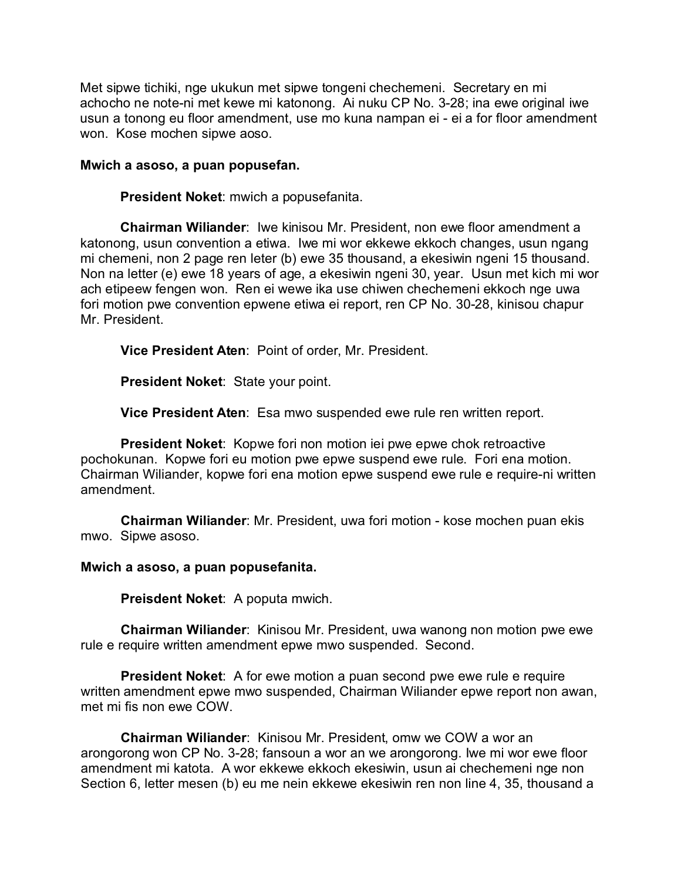Met sipwe tichiki, nge ukukun met sipwe tongeni chechemeni. Secretary en mi achocho ne note-ni met kewe mi katonong. Ai nuku CP No. 3-28; ina ewe original iwe usun a tonong eu floor amendment, use mo kuna nampan ei - ei a for floor amendment won. Kose mochen sipwe aoso.

**Mwich a asoso, a puan popusefan.**

**President Noket**: mwich a popusefanita.

**Chairman Wiliander**: Iwe kinisou Mr. President, non ewe floor amendment a katonong, usun convention a etiwa. Iwe mi wor ekkewe ekkoch changes, usun ngang mi chemeni, non 2 page ren leter (b) ewe 35 thousand, a ekesiwin ngeni 15 thousand. Non na letter (e) ewe 18 years of age, a ekesiwin ngeni 30, year. Usun met kich mi wor ach etipeew fengen won. Ren ei wewe ika use chiwen chechemeni ekkoch nge uwa fori motion pwe convention epwene etiwa ei report, ren CP No. 30-28, kinisou chapur Mr. President.

**Vice President Aten**: Point of order, Mr. President.

**President Noket**: State your point.

**Vice President Aten**: Esa mwo suspended ewe rule ren written report.

**President Noket**: Kopwe fori non motion iei pwe epwe chok retroactive pochokunan. Kopwe fori eu motion pwe epwe suspend ewe rule. Fori ena motion. Chairman Wiliander, kopwe fori ena motion epwe suspend ewe rule e require-ni written amendment.

**Chairman Wiliander**: Mr. President, uwa fori motion - kose mochen puan ekis mwo. Sipwe asoso.

**Mwich a asoso, a puan popusefanita.**

**Preisdent Noket**: A poputa mwich.

**Chairman Wiliander**: Kinisou Mr. President, uwa wanong non motion pwe ewe rule e require written amendment epwe mwo suspended. Second.

**President Noket**: A for ewe motion a puan second pwe ewe rule e require written amendment epwe mwo suspended, Chairman Wiliander epwe report non awan, met mi fis non ewe COW.

**Chairman Wiliander**: Kinisou Mr. President, omw we COW a wor an arongorong won CP No. 3-28; fansoun a wor an we arongorong. Iwe mi wor ewe floor amendment mi katota. A wor ekkewe ekkoch ekesiwin, usun ai chechemeni nge non Section 6, letter mesen (b) eu me nein ekkewe ekesiwin ren non line 4, 35, thousand a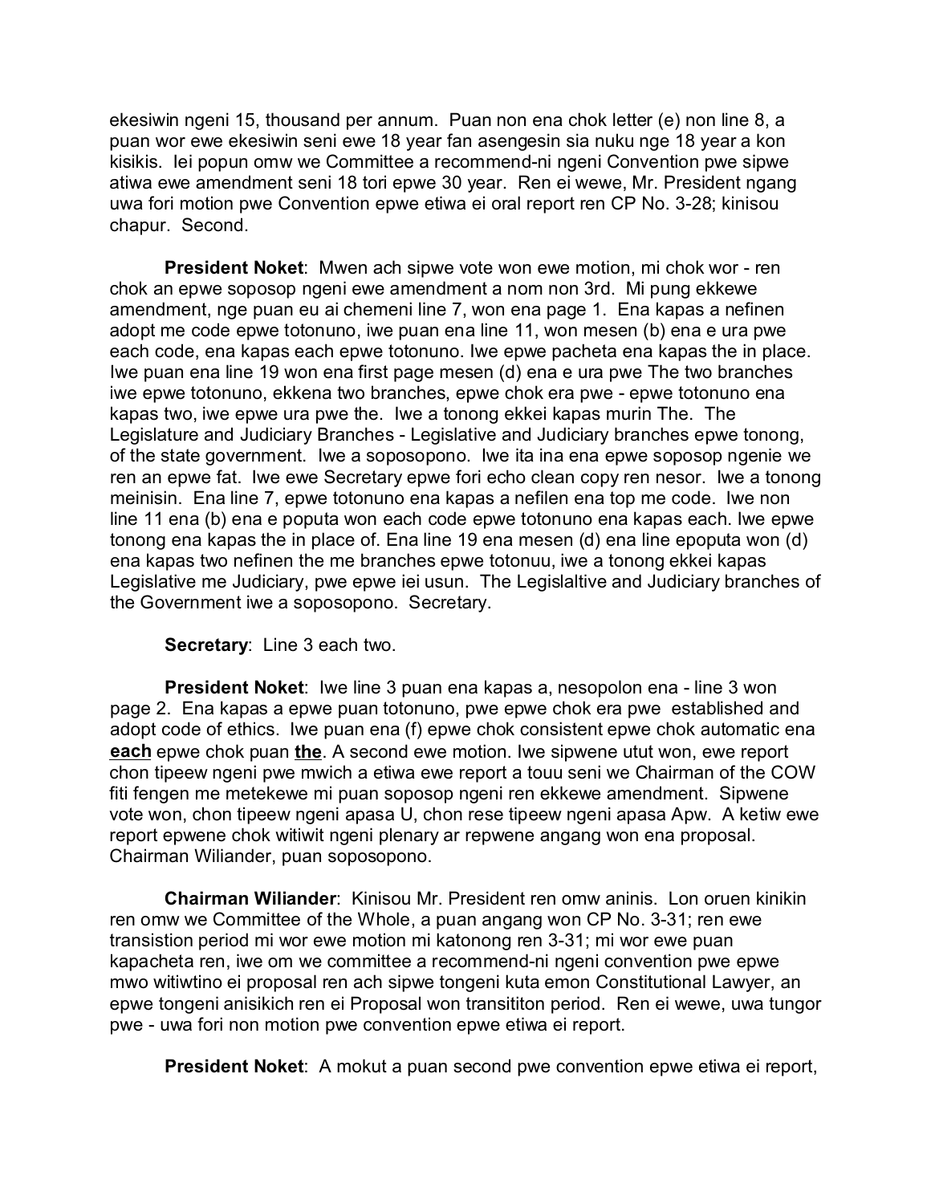ekesiwin ngeni 15, thousand per annum. Puan non ena chok letter (e) non line 8, a puan wor ewe ekesiwin seni ewe 18 year fan asengesin sia nuku nge 18 year a kon kisikis. Iei popun omw we Committee a recommend-ni ngeni Convention pwe sipwe atiwa ewe amendment seni 18 tori epwe 30 year. Ren ei wewe, Mr. President ngang uwa fori motion pwe Convention epwe etiwa ei oral report ren CP No. 3-28; kinisou chapur. Second.

**President Noket**: Mwen ach sipwe vote won ewe motion, mi chok wor - ren chok an epwe soposop ngeni ewe amendment a nom non 3rd. Mi pung ekkewe amendment, nge puan eu ai chemeni line 7, won ena page 1. Ena kapas a nefinen adopt me code epwe totonuno, iwe puan ena line 11, won mesen (b) ena e ura pwe each code, ena kapas each epwe totonuno. Iwe epwe pacheta ena kapas the in place. Iwe puan ena line 19 won ena first page mesen (d) ena e ura pwe The two branches iwe epwe totonuno, ekkena two branches, epwe chok era pwe - epwe totonuno ena kapas two, iwe epwe ura pwe the. Iwe a tonong ekkei kapas murin The. The Legislature and Judiciary Branches - Legislative and Judiciary branches epwe tonong, of the state government. Iwe a soposopono. Iwe ita ina ena epwe soposop ngenie we ren an epwe fat. Iwe ewe Secretary epwe fori echo clean copy ren nesor. Iwe a tonong meinisin. Ena line 7, epwe totonuno ena kapas a nefilen ena top me code. Iwe non line 11 ena (b) ena e poputa won each code epwe totonuno ena kapas each. Iwe epwe tonong ena kapas the in place of. Ena line 19 ena mesen (d) ena line epoputa won (d) ena kapas two nefinen the me branches epwe totonuu, iwe a tonong ekkei kapas Legislative me Judiciary, pwe epwe iei usun. The Legislaltive and Judiciary branches of the Government iwe a soposopono. Secretary.

**Secretary**: Line 3 each two.

**President Noket**: Iwe line 3 puan ena kapas a, nesopolon ena - line 3 won page 2. Ena kapas a epwe puan totonuno, pwe epwe chok era pwe established and adopt code of ethics. Iwe puan ena (f) epwe chok consistent epwe chok automatic ena **each** epwe chok puan **the**. A second ewe motion. Iwe sipwene utut won, ewe report chon tipeew ngeni pwe mwich a etiwa ewe report a touu seni we Chairman of the COW fiti fengen me metekewe mi puan soposop ngeni ren ekkewe amendment. Sipwene vote won, chon tipeew ngeni apasa U, chon rese tipeew ngeni apasa Apw. A ketiw ewe report epwene chok witiwit ngeni plenary ar repwene angang won ena proposal. Chairman Wiliander, puan soposopono.

**Chairman Wiliander**: Kinisou Mr. President ren omw aninis. Lon oruen kinikin ren omw we Committee of the Whole, a puan angang won CP No. 3-31; ren ewe transistion period mi wor ewe motion mi katonong ren 3-31; mi wor ewe puan kapacheta ren, iwe om we committee a recommend-ni ngeni convention pwe epwe mwo witiwtino ei proposal ren ach sipwe tongeni kuta emon Constitutional Lawyer, an epwe tongeni anisikich ren ei Proposal won transititon period. Ren ei wewe, uwa tungor pwe - uwa fori non motion pwe convention epwe etiwa ei report.

**President Noket**: A mokut a puan second pwe convention epwe etiwa ei report,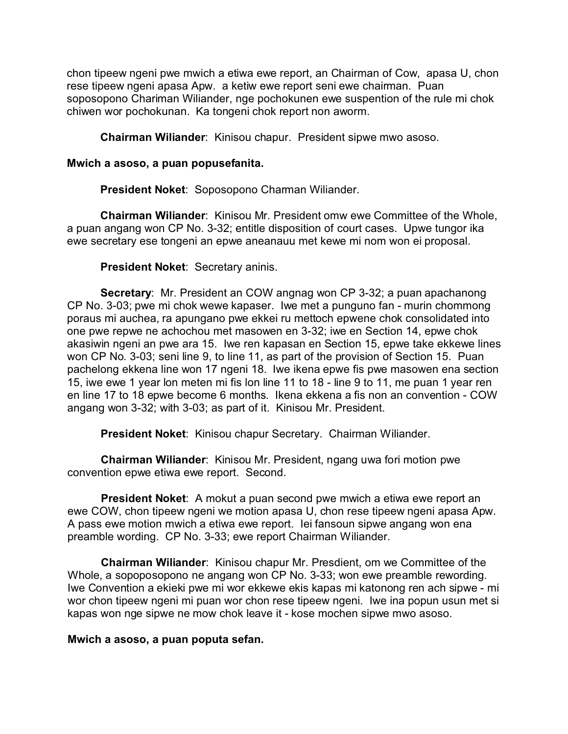chon tipeew ngeni pwe mwich a etiwa ewe report, an Chairman of Cow, apasa U, chon rese tipeew ngeni apasa Apw. a ketiw ewe report seni ewe chairman. Puan soposopono Chariman Wiliander, nge pochokunen ewe suspention of the rule mi chok chiwen wor pochokunan. Ka tongeni chok report non aworm.

**Chairman Wiliander**: Kinisou chapur. President sipwe mwo asoso.

**Mwich a asoso, a puan popusefanita.**

**President Noket**: Soposopono Charman Wiliander.

**Chairman Wiliander**: Kinisou Mr. President omw ewe Committee of the Whole, a puan angang won CP No. 3-32; entitle disposition of court cases. Upwe tungor ika ewe secretary ese tongeni an epwe aneanauu met kewe mi nom won ei proposal.

**President Noket**: Secretary aninis.

**Secretary**: Mr. President an COW angnag won CP 3-32; a puan apachanong CP No. 3-03; pwe mi chok wewe kapaser. Iwe met a punguno fan - murin chommong poraus mi auchea, ra apungano pwe ekkei ru mettoch epwene chok consolidated into one pwe repwe ne achochou met masowen en 3-32; iwe en Section 14, epwe chok akasiwin ngeni an pwe ara 15. Iwe ren kapasan en Section 15, epwe take ekkewe lines won CP No. 3-03; seni line 9, to line 11, as part of the provision of Section 15. Puan pachelong ekkena line won 17 ngeni 18. Iwe ikena epwe fis pwe masowen ena section 15, iwe ewe 1 year lon meten mi fis lon line 11 to 18 - line 9 to 11, me puan 1 year ren en line 17 to 18 epwe become 6 months. Ikena ekkena a fis non an convention - COW angang won 3-32; with 3-03; as part of it. Kinisou Mr. President.

**President Noket**: Kinisou chapur Secretary. Chairman Wiliander.

**Chairman Wiliander**: Kinisou Mr. President, ngang uwa fori motion pwe convention epwe etiwa ewe report. Second.

**President Noket**: A mokut a puan second pwe mwich a etiwa ewe report an ewe COW, chon tipeew ngeni we motion apasa U, chon rese tipeew ngeni apasa Apw. A pass ewe motion mwich a etiwa ewe report. Iei fansoun sipwe angang won ena preamble wording. CP No. 3-33; ewe report Chairman Wiliander.

**Chairman Wiliander**: Kinisou chapur Mr. Presdient, om we Committee of the Whole, a sopoposopono ne angang won CP No. 3-33; won ewe preamble rewording. Iwe Convention a ekieki pwe mi wor ekkewe ekis kapas mi katonong ren ach sipwe - mi wor chon tipeew ngeni mi puan wor chon rese tipeew ngeni. Iwe ina popun usun met si kapas won nge sipwe ne mow chok leave it - kose mochen sipwe mwo asoso.

**Mwich a asoso, a puan poputa sefan.**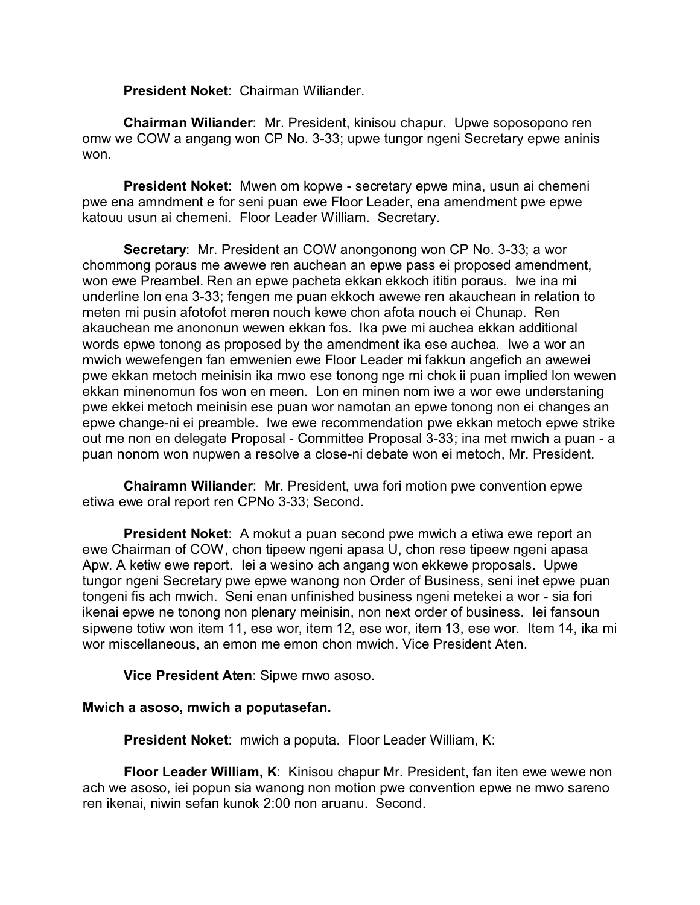**President Noket**: Chairman Wiliander.

**Chairman Wiliander**: Mr. President, kinisou chapur. Upwe soposopono ren omw we COW a angang won CP No. 3-33; upwe tungor ngeni Secretary epwe aninis won.

**President Noket**: Mwen om kopwe - secretary epwe mina, usun ai chemeni pwe ena amndment e for seni puan ewe Floor Leader, ena amendment pwe epwe katouu usun ai chemeni. Floor Leader William. Secretary.

**Secretary**: Mr. President an COW anongonong won CP No. 3-33; a wor chommong poraus me awewe ren auchean an epwe pass ei proposed amendment, won ewe Preambel. Ren an epwe pacheta ekkan ekkoch ititin poraus. Iwe ina mi underline lon ena 3-33; fengen me puan ekkoch awewe ren akauchean in relation to meten mi pusin afotofot meren nouch kewe chon afota nouch ei Chunap. Ren akauchean me anononun wewen ekkan fos. Ika pwe mi auchea ekkan additional words epwe tonong as proposed by the amendment ika ese auchea. Iwe a wor an mwich wewefengen fan emwenien ewe Floor Leader mi fakkun angefich an awewei pwe ekkan metoch meinisin ika mwo ese tonong nge mi chok ii puan implied lon wewen ekkan minenomun fos won en meen. Lon en minen nom iwe a wor ewe understaning pwe ekkei metoch meinisin ese puan wor namotan an epwe tonong non ei changes an epwe change-ni ei preamble. Iwe ewe recommendation pwe ekkan metoch epwe strike out me non en delegate Proposal - Committee Proposal 3-33; ina met mwich a puan - a puan nonom won nupwen a resolve a close-ni debate won ei metoch, Mr. President.

**Chairamn Wiliander**: Mr. President, uwa fori motion pwe convention epwe etiwa ewe oral report ren CPNo 3-33; Second.

**President Noket**: A mokut a puan second pwe mwich a etiwa ewe report an ewe Chairman of COW, chon tipeew ngeni apasa U, chon rese tipeew ngeni apasa Apw. A ketiw ewe report. Iei a wesino ach angang won ekkewe proposals. Upwe tungor ngeni Secretary pwe epwe wanong non Order of Business, seni inet epwe puan tongeni fis ach mwich. Seni enan unfinished business ngeni metekei a wor - sia fori ikenai epwe ne tonong non plenary meinisin, non next order of business. Iei fansoun sipwene totiw won item 11, ese wor, item 12, ese wor, item 13, ese wor. Item 14, ika mi wor miscellaneous, an emon me emon chon mwich. Vice President Aten.

**Vice President Aten**: Sipwe mwo asoso.

**Mwich a asoso, mwich a poputasefan.**

**President Noket**: mwich a poputa. Floor Leader William, K:

**Floor Leader William, K**: Kinisou chapur Mr. President, fan iten ewe wewe non ach we asoso, iei popun sia wanong non motion pwe convention epwe ne mwo sareno ren ikenai, niwin sefan kunok 2:00 non aruanu. Second.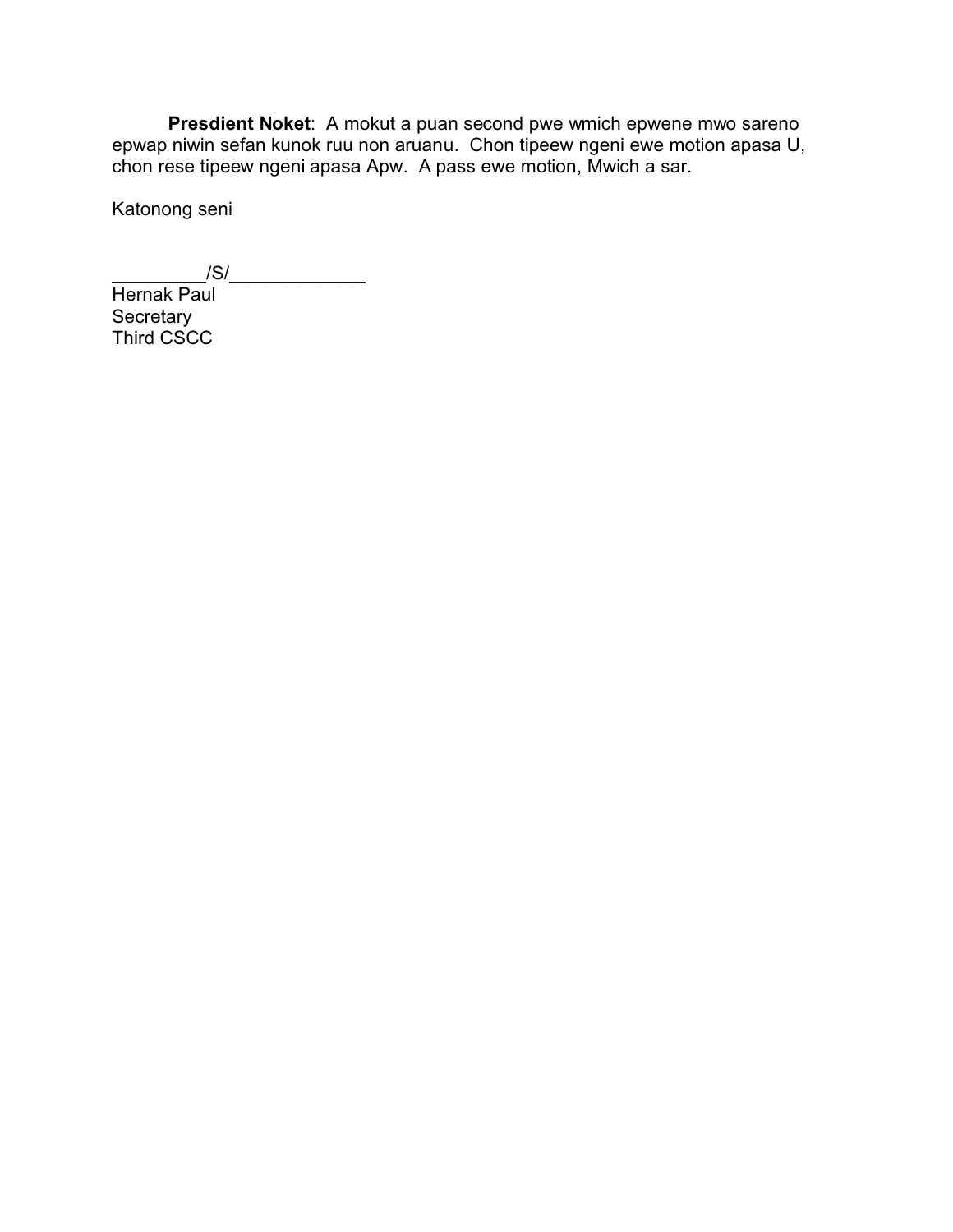**Presdient Noket**:  A mokut a puan second pwe wmich epwene mwo sareno epwap niwin sefan kunok ruu non aruanu.  Chon tipeew ngeni ewe motion apasa U, chon rese tipeew ngeni apasa Apw.  A pass ewe motion, Mwich a sar.

Katonong seni

_________/S/_____________
Hernak Paul
Secretary
Third CSCC